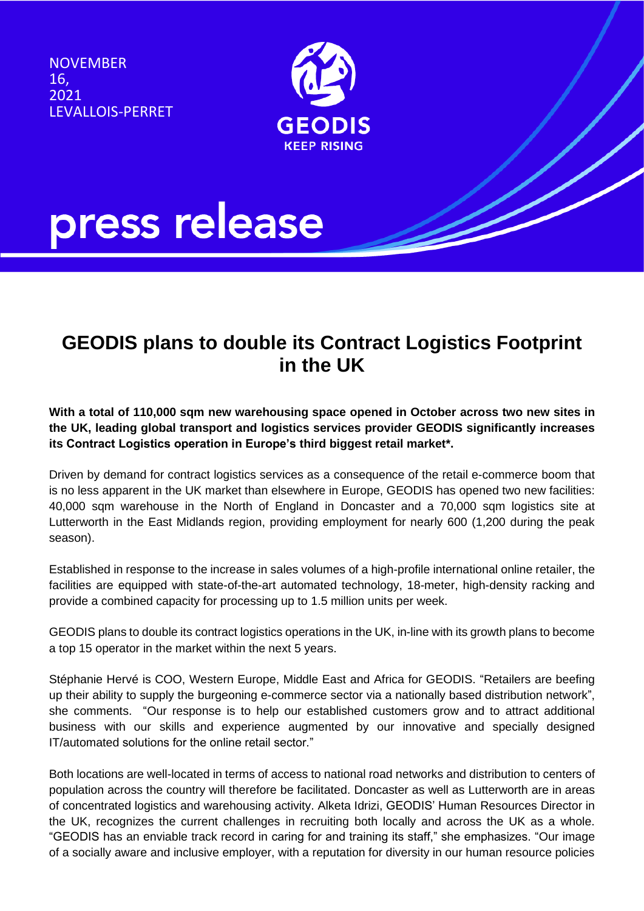NOVEMBER 16, 2021
LEVALLOIS-PERRET

GEODIS
KEEP RISING

# press release

## GEODIS plans to double its Contract Logistics Footprint in the UK

**With a total of 110,000 sqm new warehousing space opened in October across two new sites in the UK, leading global transport and logistics services provider GEODIS significantly increases its Contract Logistics operation in Europe's third biggest retail market*.**

Driven by demand for contract logistics services as a consequence of the retail e-commerce boom that is no less apparent in the UK market than elsewhere in Europe, GEODIS has opened two new facilities: 40,000 sqm warehouse in the North of England in Doncaster and a 70,000 sqm logistics site at Lutterworth in the East Midlands region, providing employment for nearly 600 (1,200 during the peak season).

Established in response to the increase in sales volumes of a high-profile international online retailer, the facilities are equipped with state-of-the-art automated technology, 18-meter, high-density racking and provide a combined capacity for processing up to 1.5 million units per week.

GEODIS plans to double its contract logistics operations in the UK, in-line with its growth plans to become a top 15 operator in the market within the next 5 years.

Stéphanie Hervé is COO, Western Europe, Middle East and Africa for GEODIS. "Retailers are beefing up their ability to supply the burgeoning e-commerce sector via a nationally based distribution network", she comments. "Our response is to help our established customers grow and to attract additional business with our skills and experience augmented by our innovative and specially designed IT/automated solutions for the online retail sector."

Both locations are well-located in terms of access to national road networks and distribution to centers of population across the country will therefore be facilitated. Doncaster as well as Lutterworth are in areas of concentrated logistics and warehousing activity. Alketa Idrizi, GEODIS' Human Resources Director in the UK, recognizes the current challenges in recruiting both locally and across the UK as a whole. "GEODIS has an enviable track record in caring for and training its staff," she emphasizes. "Our image of a socially aware and inclusive employer, with a reputation for diversity in our human resource policies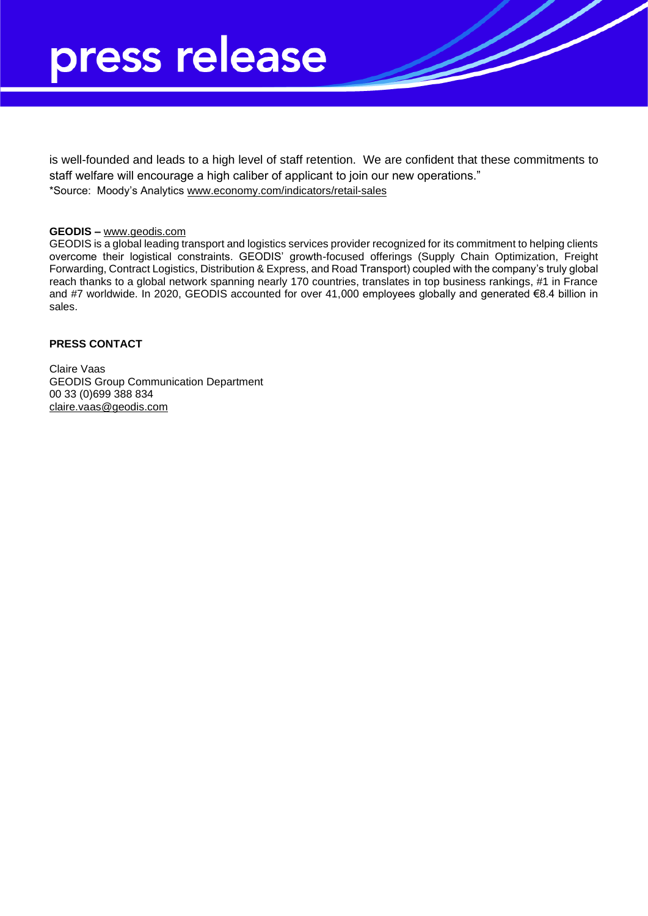is well-founded and leads to a high level of staff retention. We are confident that these commitments to staff welfare will encourage a high caliber of applicant to join our new operations."

*Source: Moody's Analytics www.economy.com/indicators/retail-sales

**GEODIS –** www.geodis.com

GEODIS is a global leading transport and logistics services provider recognized for its commitment to helping clients overcome their logistical constraints. GEODIS' growth-focused offerings (Supply Chain Optimization, Freight Forwarding, Contract Logistics, Distribution & Express, and Road Transport) coupled with the company's truly global reach thanks to a global network spanning nearly 170 countries, translates in top business rankings, #1 in France and #7 worldwide. In 2020, GEODIS accounted for over 41,000 employees globally and generated €8.4 billion in sales.

**PRESS CONTACT**

Claire Vaas
GEODIS Group Communication Department
00 33 (0)699 388 834
claire.vaas@geodis.com